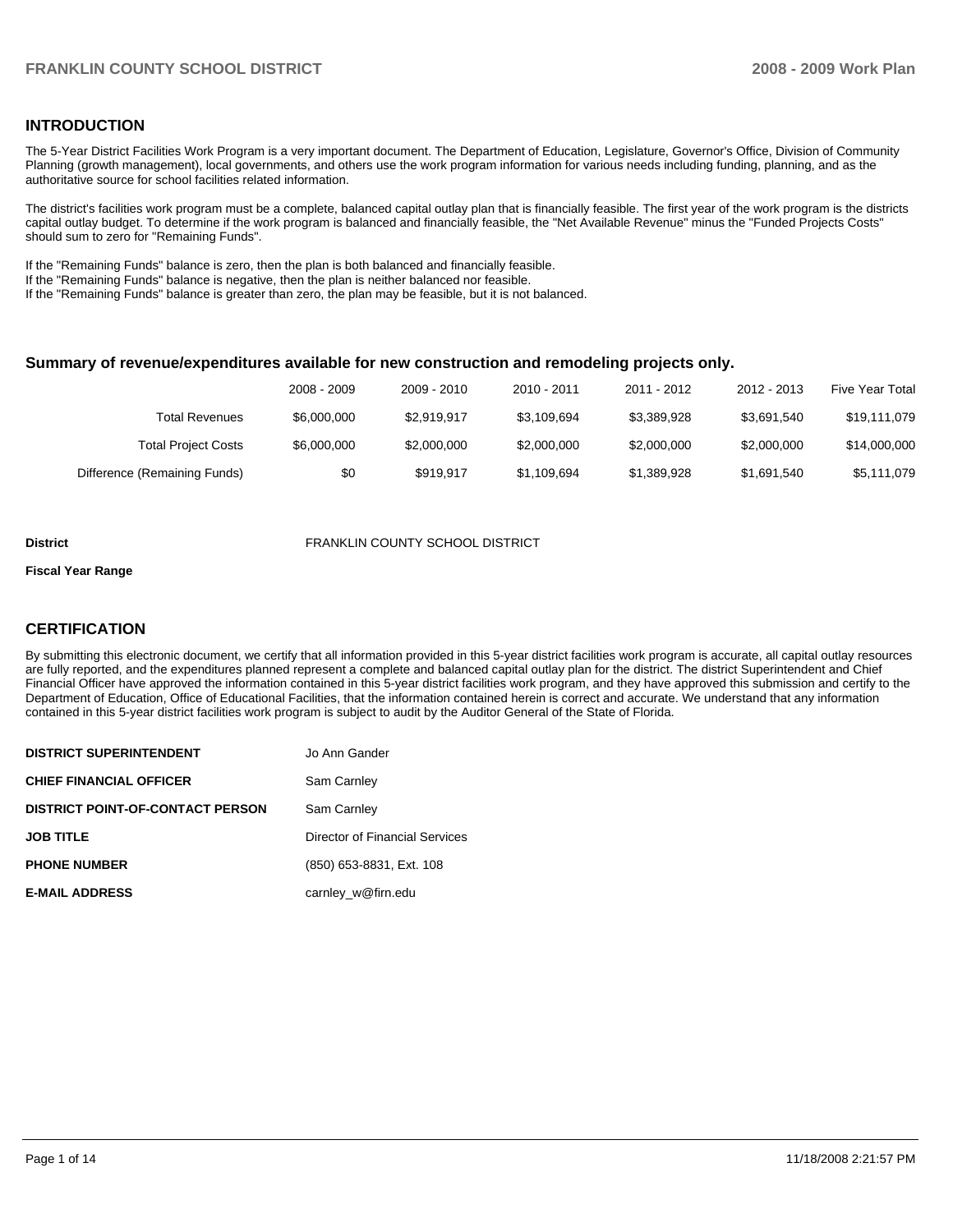## INTRODUCTION

The 5-Year District Facilities Work Program is a very important document. The Department of Education, Legislature, Governor's Office, Division of Community Planning (growth management), local governments, and others use the work program information for various needs including funding, planning, and as the authoritative source for school facilities related information.

The district's facilities work program must be a complete, balanced capital outlay plan that is financially feasible. The first year of the work program is the districts capital outlay budget. To determine if the work program is balanced and financially feasible, the "Net Available Revenue" minus the "Funded Projects Costs" should sum to zero for "Remaining Funds".

If the "Remaining Funds" balance is zero, then the plan is both balanced and financially feasible.
If the "Remaining Funds" balance is negative, then the plan is neither balanced nor feasible.
If the "Remaining Funds" balance is greater than zero, the plan may be feasible, but it is not balanced.

### Summary of revenue/expenditures available for new construction and remodeling projects only.

| | 2008 - 2009 | 2009 - 2010 | 2010 - 2011 | 2011 - 2012 | 2012 - 2013 | Five Year Total |
|---|---|---|---|---|---|---|
| Total Revenues | $6,000,000 | $2,919,917 | $3,109,694 | $3,389,928 | $3,691,540 | $19,111,079 |
| Total Project Costs | $6,000,000 | $2,000,000 | $2,000,000 | $2,000,000 | $2,000,000 | $14,000,000 |
| Difference (Remaining Funds) | $0 | $919,917 | $1,109,694 | $1,389,928 | $1,691,540 | $5,111,079 |

**District** FRANKLIN COUNTY SCHOOL DISTRICT

**Fiscal Year Range**

## CERTIFICATION

By submitting this electronic document, we certify that all information provided in this 5-year district facilities work program is accurate, all capital outlay resources are fully reported, and the expenditures planned represent a complete and balanced capital outlay plan for the district. The district Superintendent and Chief Financial Officer have approved the information contained in this 5-year district facilities work program, and they have approved this submission and certify to the Department of Education, Office of Educational Facilities, that the information contained herein is correct and accurate. We understand that any information contained in this 5-year district facilities work program is subject to audit by the Auditor General of the State of Florida.

| | |
|---|---|
| **DISTRICT SUPERINTENDENT** | Jo Ann Gander |
| **CHIEF FINANCIAL OFFICER** | Sam Carnley |
| **DISTRICT POINT-OF-CONTACT PERSON** | Sam Carnley |
| **JOB TITLE** | Director of Financial Services |
| **PHONE NUMBER** | (850) 653-8831, Ext. 108 |
| **E-MAIL ADDRESS** | carnley_w@firn.edu |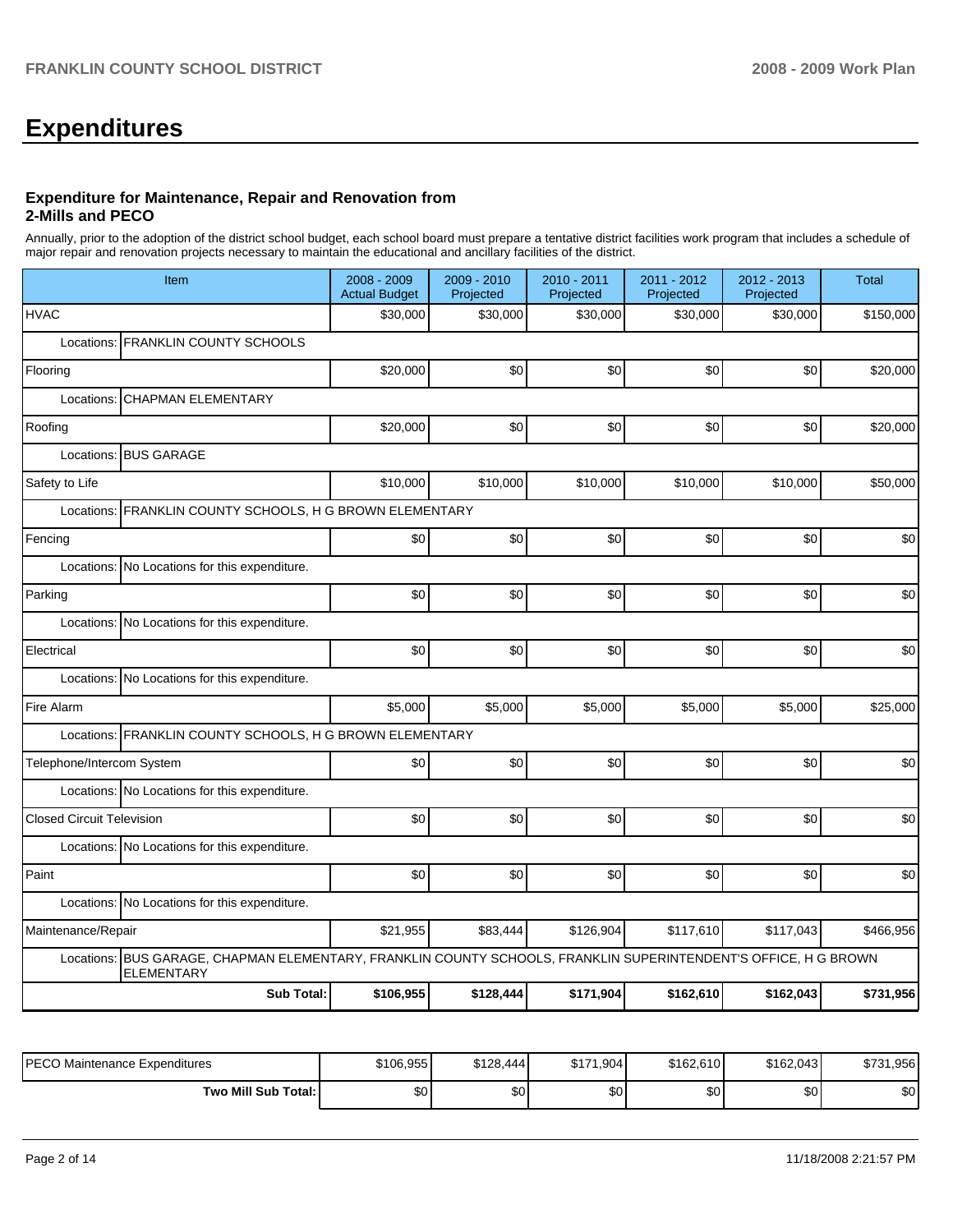## Expenditures

### Expenditure for Maintenance, Repair and Renovation from 2-Mills and PECO

Annually, prior to the adoption of the district school budget, each school board must prepare a tentative district facilities work program that includes a schedule of major repair and renovation projects necessary to maintain the educational and ancillary facilities of the district.

| Item | 2008 - 2009 Actual Budget | 2009 - 2010 Projected | 2010 - 2011 Projected | 2011 - 2012 Projected | 2012 - 2013 Projected | Total |
|---|---|---|---|---|---|---|
| HVAC | $30,000 | $30,000 | $30,000 | $30,000 | $30,000 | $150,000 |
| Locations: FRANKLIN COUNTY SCHOOLS | | | | | | |
| Flooring | $20,000 | $0 | $0 | $0 | $0 | $20,000 |
| Locations: CHAPMAN ELEMENTARY | | | | | | |
| Roofing | $20,000 | $0 | $0 | $0 | $0 | $20,000 |
| Locations: BUS GARAGE | | | | | | |
| Safety to Life | $10,000 | $10,000 | $10,000 | $10,000 | $10,000 | $50,000 |
| Locations: FRANKLIN COUNTY SCHOOLS, H G BROWN ELEMENTARY | | | | | | |
| Fencing | $0 | $0 | $0 | $0 | $0 | $0 |
| Locations: No Locations for this expenditure. | | | | | | |
| Parking | $0 | $0 | $0 | $0 | $0 | $0 |
| Locations: No Locations for this expenditure. | | | | | | |
| Electrical | $0 | $0 | $0 | $0 | $0 | $0 |
| Locations: No Locations for this expenditure. | | | | | | |
| Fire Alarm | $5,000 | $5,000 | $5,000 | $5,000 | $5,000 | $25,000 |
| Locations: FRANKLIN COUNTY SCHOOLS, H G BROWN ELEMENTARY | | | | | | |
| Telephone/Intercom System | $0 | $0 | $0 | $0 | $0 | $0 |
| Locations: No Locations for this expenditure. | | | | | | |
| Closed Circuit Television | $0 | $0 | $0 | $0 | $0 | $0 |
| Locations: No Locations for this expenditure. | | | | | | |
| Paint | $0 | $0 | $0 | $0 | $0 | $0 |
| Locations: No Locations for this expenditure. | | | | | | |
| Maintenance/Repair | $21,955 | $83,444 | $126,904 | $117,610 | $117,043 | $466,956 |
| Locations: BUS GARAGE, CHAPMAN ELEMENTARY, FRANKLIN COUNTY SCHOOLS, FRANKLIN SUPERINTENDENT'S OFFICE, H G BROWN ELEMENTARY | | | | | | |
| **Sub Total:** | **$106,955** | **$128,444** | **$171,904** | **$162,610** | **$162,043** | **$731,956** |

| | | | | | | |
|---|---|---|---|---|---|---|
| PECO Maintenance Expenditures | $106,955 | $128,444 | $171,904 | $162,610 | $162,043 | $731,956 |
| **Two Mill Sub Total:** | $0 | $0 | $0 | $0 | $0 | $0 |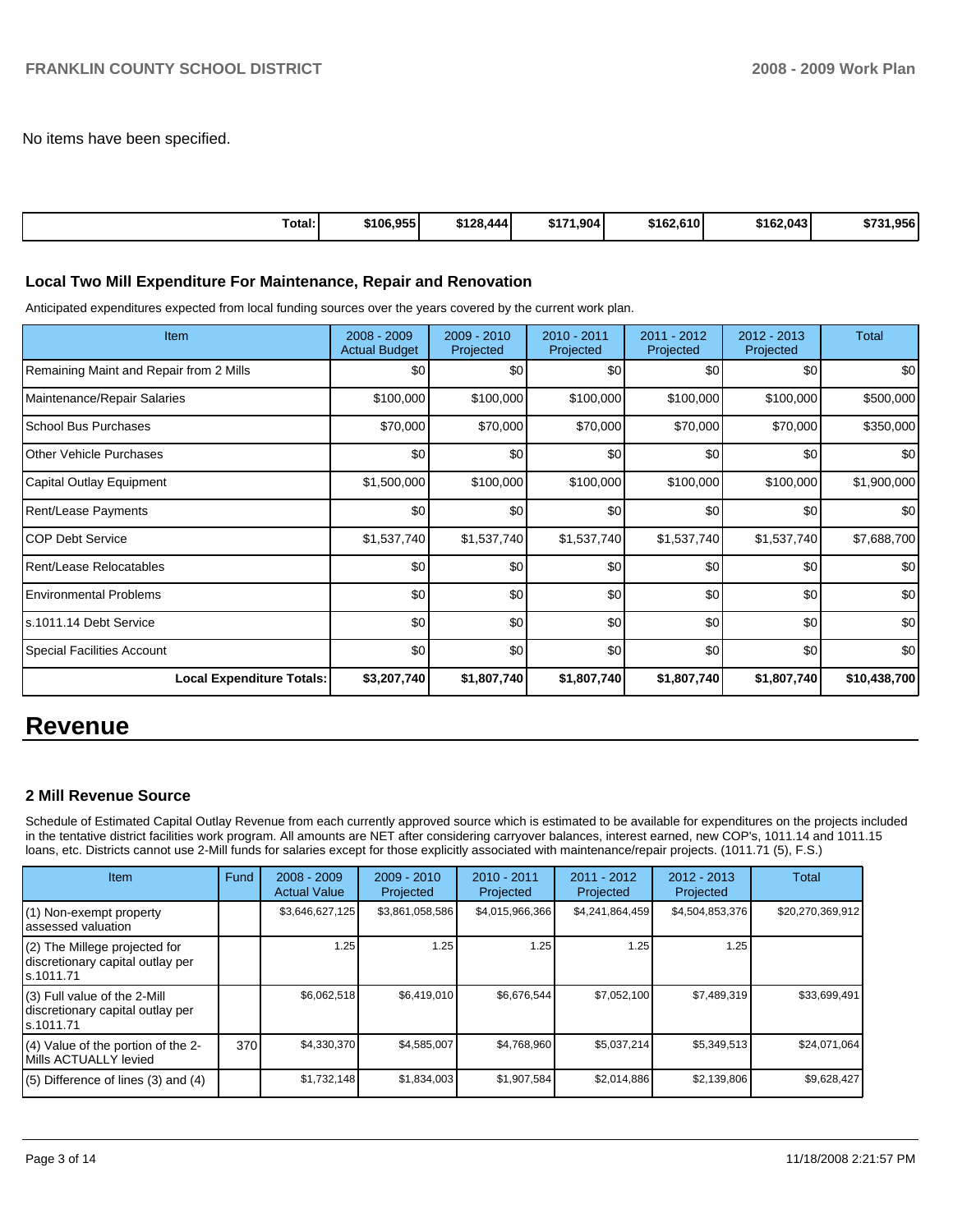No items have been specified.

| Total: | $106,955 | $128,444 | $171,904 | $162,610 | $162,043 | $731,956 |
|---|---|---|---|---|---|---|

### Local Two Mill Expenditure For Maintenance, Repair and Renovation

Anticipated expenditures expected from local funding sources over the years covered by the current work plan.

| Item | 2008 - 2009 Actual Budget | 2009 - 2010 Projected | 2010 - 2011 Projected | 2011 - 2012 Projected | 2012 - 2013 Projected | Total |
|---|---|---|---|---|---|---|
| Remaining Maint and Repair from 2 Mills | $0 | $0 | $0 | $0 | $0 | $0 |
| Maintenance/Repair Salaries | $100,000 | $100,000 | $100,000 | $100,000 | $100,000 | $500,000 |
| School Bus Purchases | $70,000 | $70,000 | $70,000 | $70,000 | $70,000 | $350,000 |
| Other Vehicle Purchases | $0 | $0 | $0 | $0 | $0 | $0 |
| Capital Outlay Equipment | $1,500,000 | $100,000 | $100,000 | $100,000 | $100,000 | $1,900,000 |
| Rent/Lease Payments | $0 | $0 | $0 | $0 | $0 | $0 |
| COP Debt Service | $1,537,740 | $1,537,740 | $1,537,740 | $1,537,740 | $1,537,740 | $7,688,700 |
| Rent/Lease Relocatables | $0 | $0 | $0 | $0 | $0 | $0 |
| Environmental Problems | $0 | $0 | $0 | $0 | $0 | $0 |
| s.1011.14 Debt Service | $0 | $0 | $0 | $0 | $0 | $0 |
| Special Facilities Account | $0 | $0 | $0 | $0 | $0 | $0 |
| **Local Expenditure Totals:** | **$3,207,740** | **$1,807,740** | **$1,807,740** | **$1,807,740** | **$1,807,740** | **$10,438,700** |

# Revenue

### 2 Mill Revenue Source

Schedule of Estimated Capital Outlay Revenue from each currently approved source which is estimated to be available for expenditures on the projects included in the tentative district facilities work program. All amounts are NET after considering carryover balances, interest earned, new COP's, 1011.14 and 1011.15 loans, etc. Districts cannot use 2-Mill funds for salaries except for those explicitly associated with maintenance/repair projects. (1011.71 (5), F.S.)

| Item | Fund | 2008 - 2009 Actual Value | 2009 - 2010 Projected | 2010 - 2011 Projected | 2011 - 2012 Projected | 2012 - 2013 Projected | Total |
|---|---|---|---|---|---|---|---|
| (1) Non-exempt property assessed valuation | | $3,646,627,125 | $3,861,058,586 | $4,015,966,366 | $4,241,864,459 | $4,504,853,376 | $20,270,369,912 |
| (2) The Millege projected for discretionary capital outlay per s.1011.71 | | 1.25 | 1.25 | 1.25 | 1.25 | 1.25 | |
| (3) Full value of the 2-Mill discretionary capital outlay per s.1011.71 | | $6,062,518 | $6,419,010 | $6,676,544 | $7,052,100 | $7,489,319 | $33,699,491 |
| (4) Value of the portion of the 2-Mills ACTUALLY levied | 370 | $4,330,370 | $4,585,007 | $4,768,960 | $5,037,214 | $5,349,513 | $24,071,064 |
| (5) Difference of lines (3) and (4) | | $1,732,148 | $1,834,003 | $1,907,584 | $2,014,886 | $2,139,806 | $9,628,427 |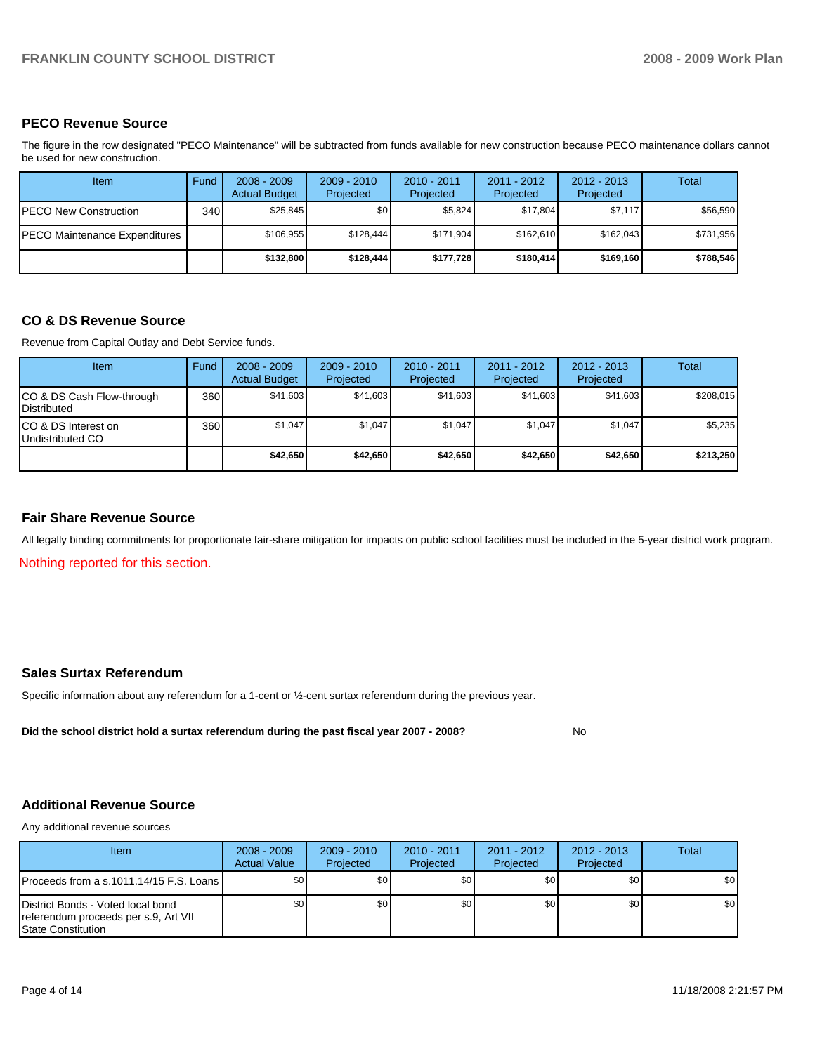## PECO Revenue Source

The figure in the row designated "PECO Maintenance" will be subtracted from funds available for new construction because PECO maintenance dollars cannot be used for new construction.

| Item | Fund | 2008 - 2009 Actual Budget | 2009 - 2010 Projected | 2010 - 2011 Projected | 2011 - 2012 Projected | 2012 - 2013 Projected | Total |
|---|---|---|---|---|---|---|---|
| PECO New Construction | 340 | $25,845 | $0 | $5,824 | $17,804 | $7,117 | $56,590 |
| PECO Maintenance Expenditures | | $106,955 | $128,444 | $171,904 | $162,610 | $162,043 | $731,956 |
| | | **$132,800** | **$128,444** | **$177,728** | **$180,414** | **$169,160** | **$788,546** |

## CO & DS Revenue Source

Revenue from Capital Outlay and Debt Service funds.

| Item | Fund | 2008 - 2009 Actual Budget | 2009 - 2010 Projected | 2010 - 2011 Projected | 2011 - 2012 Projected | 2012 - 2013 Projected | Total |
|---|---|---|---|---|---|---|---|
| CO & DS Cash Flow-through Distributed | 360 | $41,603 | $41,603 | $41,603 | $41,603 | $41,603 | $208,015 |
| CO & DS Interest on Undistributed CO | 360 | $1,047 | $1,047 | $1,047 | $1,047 | $1,047 | $5,235 |
| | | **$42,650** | **$42,650** | **$42,650** | **$42,650** | **$42,650** | **$213,250** |

## Fair Share Revenue Source

All legally binding commitments for proportionate fair-share mitigation for impacts on public school facilities must be included in the 5-year district work program.

Nothing reported for this section.

## Sales Surtax Referendum

Specific information about any referendum for a 1-cent or ½-cent surtax referendum during the previous year.

**Did the school district hold a surtax referendum during the past fiscal year 2007 - 2008?** No

## Additional Revenue Source

Any additional revenue sources

| Item | 2008 - 2009 Actual Value | 2009 - 2010 Projected | 2010 - 2011 Projected | 2011 - 2012 Projected | 2012 - 2013 Projected | Total |
|---|---|---|---|---|---|---|
| Proceeds from a s.1011.14/15 F.S. Loans | $0 | $0 | $0 | $0 | $0 | $0 |
| District Bonds - Voted local bond referendum proceeds per s.9, Art VII State Constitution | $0 | $0 | $0 | $0 | $0 | $0 |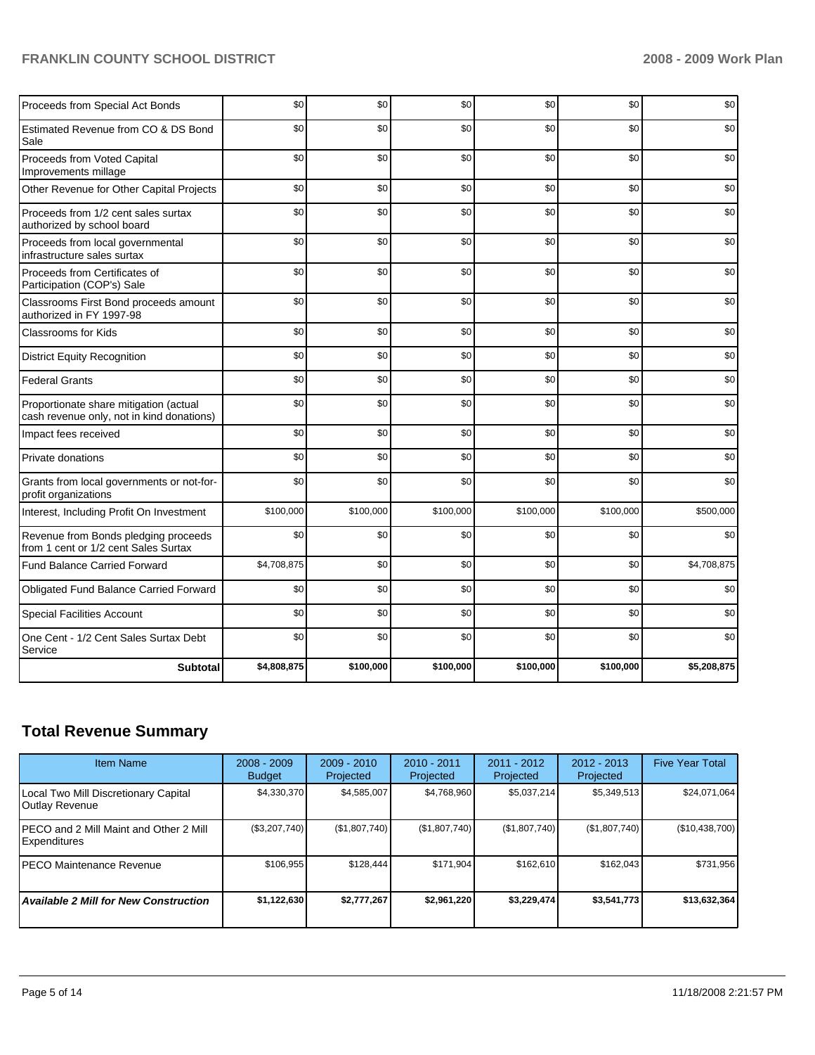| | | | | | | |
|---|---|---|---|---|---|---|
| Proceeds from Special Act Bonds | $0 | $0 | $0 | $0 | $0 | $0 |
| Estimated Revenue from CO & DS Bond Sale | $0 | $0 | $0 | $0 | $0 | $0 |
| Proceeds from Voted Capital Improvements millage | $0 | $0 | $0 | $0 | $0 | $0 |
| Other Revenue for Other Capital Projects | $0 | $0 | $0 | $0 | $0 | $0 |
| Proceeds from 1/2 cent sales surtax authorized by school board | $0 | $0 | $0 | $0 | $0 | $0 |
| Proceeds from local governmental infrastructure sales surtax | $0 | $0 | $0 | $0 | $0 | $0 |
| Proceeds from Certificates of Participation (COP's) Sale | $0 | $0 | $0 | $0 | $0 | $0 |
| Classrooms First Bond proceeds amount authorized in FY 1997-98 | $0 | $0 | $0 | $0 | $0 | $0 |
| Classrooms for Kids | $0 | $0 | $0 | $0 | $0 | $0 |
| District Equity Recognition | $0 | $0 | $0 | $0 | $0 | $0 |
| Federal Grants | $0 | $0 | $0 | $0 | $0 | $0 |
| Proportionate share mitigation (actual cash revenue only, not in kind donations) | $0 | $0 | $0 | $0 | $0 | $0 |
| Impact fees received | $0 | $0 | $0 | $0 | $0 | $0 |
| Private donations | $0 | $0 | $0 | $0 | $0 | $0 |
| Grants from local governments or not-for-profit organizations | $0 | $0 | $0 | $0 | $0 | $0 |
| Interest, Including Profit On Investment | $100,000 | $100,000 | $100,000 | $100,000 | $100,000 | $500,000 |
| Revenue from Bonds pledging proceeds from 1 cent or 1/2 cent Sales Surtax | $0 | $0 | $0 | $0 | $0 | $0 |
| Fund Balance Carried Forward | $4,708,875 | $0 | $0 | $0 | $0 | $4,708,875 |
| Obligated Fund Balance Carried Forward | $0 | $0 | $0 | $0 | $0 | $0 |
| Special Facilities Account | $0 | $0 | $0 | $0 | $0 | $0 |
| One Cent - 1/2 Cent Sales Surtax Debt Service | $0 | $0 | $0 | $0 | $0 | $0 |
| **Subtotal** | **$4,808,875** | **$100,000** | **$100,000** | **$100,000** | **$100,000** | **$5,208,875** |

## Total Revenue Summary

| Item Name | 2008 - 2009 Budget | 2009 - 2010 Projected | 2010 - 2011 Projected | 2011 - 2012 Projected | 2012 - 2013 Projected | Five Year Total |
|---|---|---|---|---|---|---|
| Local Two Mill Discretionary Capital Outlay Revenue | $4,330,370 | $4,585,007 | $4,768,960 | $5,037,214 | $5,349,513 | $24,071,064 |
| PECO and 2 Mill Maint and Other 2 Mill Expenditures | ($3,207,740) | ($1,807,740) | ($1,807,740) | ($1,807,740) | ($1,807,740) | ($10,438,700) |
| PECO Maintenance Revenue | $106,955 | $128,444 | $171,904 | $162,610 | $162,043 | $731,956 |
| ***Available 2 Mill for New Construction*** | **$1,122,630** | **$2,777,267** | **$2,961,220** | **$3,229,474** | **$3,541,773** | **$13,632,364** |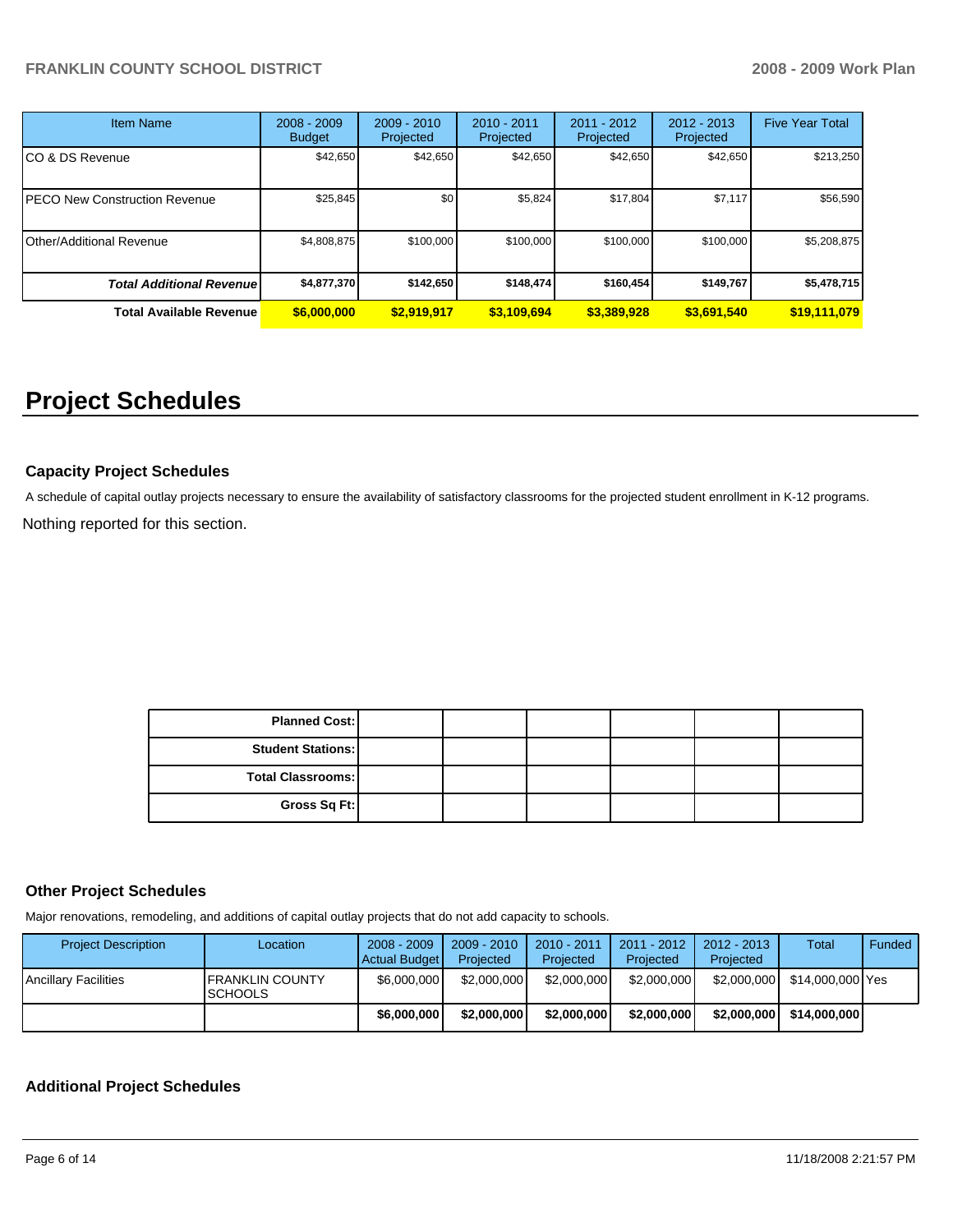| Item Name | 2008 - 2009 Budget | 2009 - 2010 Projected | 2010 - 2011 Projected | 2011 - 2012 Projected | 2012 - 2013 Projected | Five Year Total |
|---|---|---|---|---|---|---|
| CO & DS Revenue | $42,650 | $42,650 | $42,650 | $42,650 | $42,650 | $213,250 |
| PECO New Construction Revenue | $25,845 | $0 | $5,824 | $17,804 | $7,117 | $56,590 |
| Other/Additional Revenue | $4,808,875 | $100,000 | $100,000 | $100,000 | $100,000 | $5,208,875 |
| ***Total Additional Revenue*** | **$4,877,370** | **$142,650** | **$148,474** | **$160,454** | **$149,767** | **$5,478,715** |
| **Total Available Revenue** | **$6,000,000** | **$2,919,917** | **$3,109,694** | **$3,389,928** | **$3,691,540** | **$19,111,079** |

# Project Schedules

### Capacity Project Schedules

A schedule of capital outlay projects necessary to ensure the availability of satisfactory classrooms for the projected student enrollment in K-12 programs.

Nothing reported for this section.

| | | | | | | |
|---|---|---|---|---|---|---|
| **Planned Cost:** | | | | | | |
| **Student Stations:** | | | | | | |
| **Total Classrooms:** | | | | | | |
| **Gross Sq Ft:** | | | | | | |

### Other Project Schedules

Major renovations, remodeling, and additions of capital outlay projects that do not add capacity to schools.

| Project Description | Location | 2008 - 2009 Actual Budget | 2009 - 2010 Projected | 2010 - 2011 Projected | 2011 - 2012 Projected | 2012 - 2013 Projected | Total | Funded |
|---|---|---|---|---|---|---|---|---|
| Ancillary Facilities | FRANKLIN COUNTY SCHOOLS | $6,000,000 | $2,000,000 | $2,000,000 | $2,000,000 | $2,000,000 | $14,000,000 | Yes |
| | | **$6,000,000** | **$2,000,000** | **$2,000,000** | **$2,000,000** | **$2,000,000** | **$14,000,000** | |

### Additional Project Schedules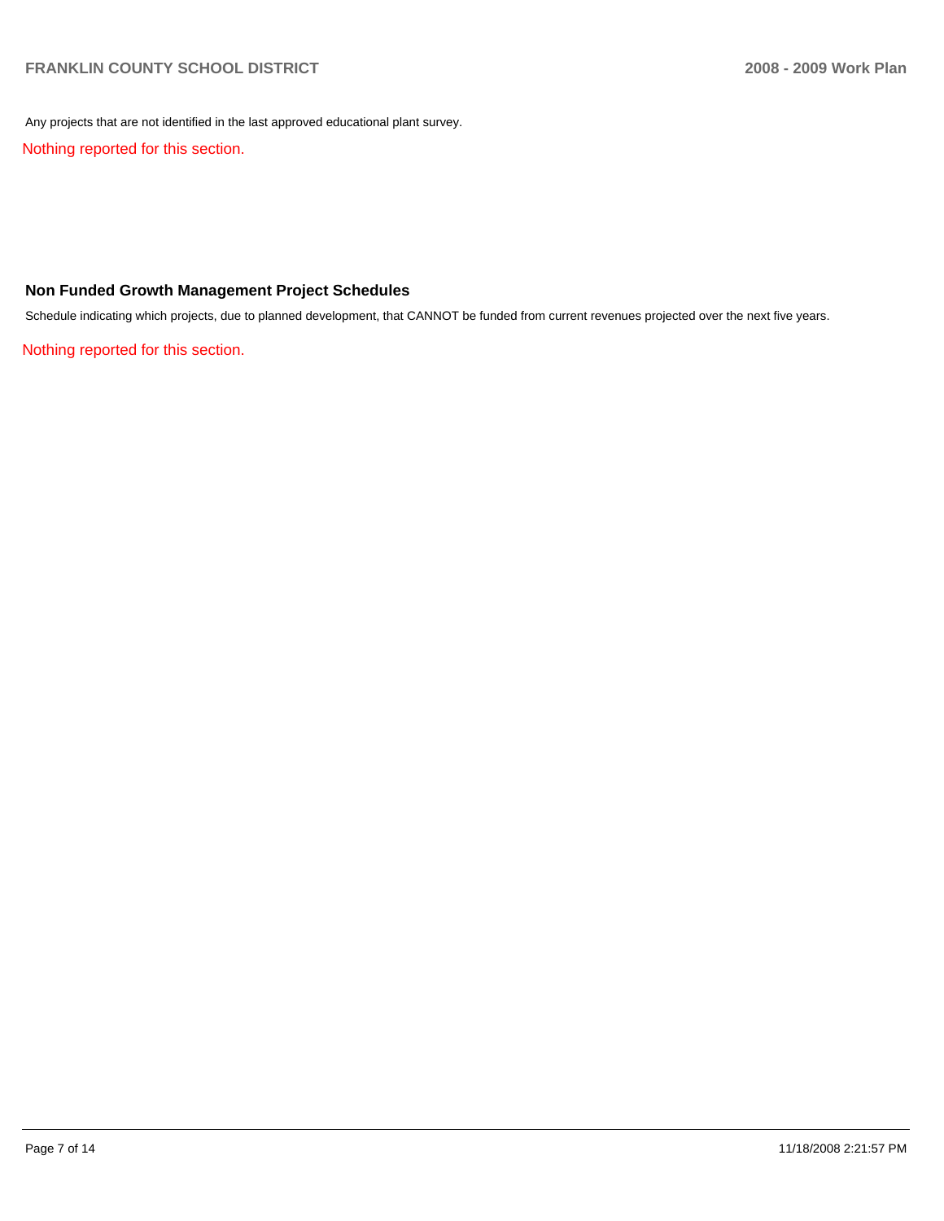Any projects that are not identified in the last approved educational plant survey.

Nothing reported for this section.

### Non Funded Growth Management Project Schedules

Schedule indicating which projects, due to planned development, that CANNOT be funded from current revenues projected over the next five years.

Nothing reported for this section.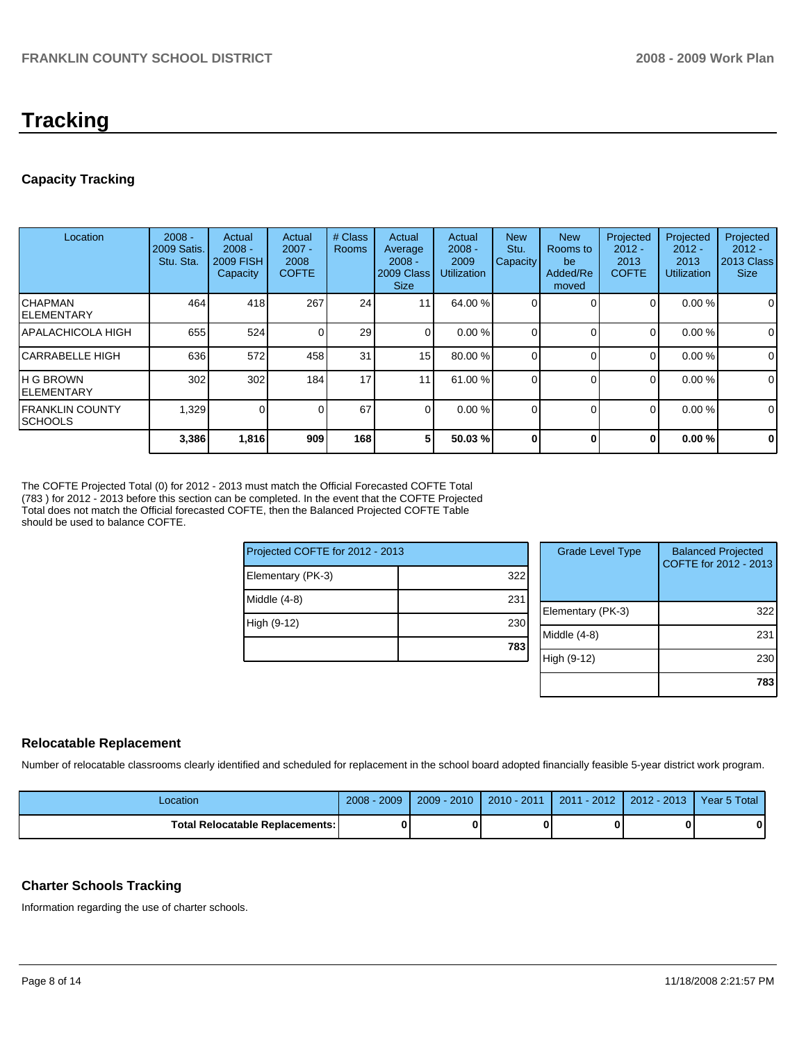# Tracking

## Capacity Tracking

| Location | 2008 - 2009 Satis. Stu. Sta. | Actual 2008 - 2009 FISH Capacity | Actual 2007 - 2008 COFTE | # Class Rooms | Actual Average 2008 - 2009 Class Size | Actual 2008 - 2009 Utilization | New Stu. Capacity | New Rooms to be Added/Removed | Projected 2012 - 2013 COFTE | Projected 2012 - 2013 Utilization | Projected 2012 - 2013 Class Size |
|---|---|---|---|---|---|---|---|---|---|---|---|
| CHAPMAN ELEMENTARY | 464 | 418 | 267 | 24 | 11 | 64.00 % | 0 | 0 | 0 | 0.00 % | 0 |
| APALACHICOLA HIGH | 655 | 524 | 0 | 29 | 0 | 0.00 % | 0 | 0 | 0 | 0.00 % | 0 |
| CARRABELLE HIGH | 636 | 572 | 458 | 31 | 15 | 80.00 % | 0 | 0 | 0 | 0.00 % | 0 |
| H G BROWN ELEMENTARY | 302 | 302 | 184 | 17 | 11 | 61.00 % | 0 | 0 | 0 | 0.00 % | 0 |
| FRANKLIN COUNTY SCHOOLS | 1,329 | 0 | 0 | 67 | 0 | 0.00 % | 0 | 0 | 0 | 0.00 % | 0 |
| | **3,386** | **1,816** | **909** | **168** | **5** | **50.03 %** | **0** | **0** | **0** | **0.00 %** | **0** |

The COFTE Projected Total (0) for 2012 - 2013 must match the Official Forecasted COFTE Total (783 ) for 2012 - 2013 before this section can be completed. In the event that the COFTE Projected Total does not match the Official forecasted COFTE, then the Balanced Projected COFTE Table should be used to balance COFTE.

| Projected COFTE for 2012 - 2013 | |
|---|---|
| Elementary (PK-3) | 322 |
| Middle (4-8) | 231 |
| High (9-12) | 230 |
| | **783** |

| Grade Level Type | Balanced Projected COFTE for 2012 - 2013 |
|---|---|
| Elementary (PK-3) | 322 |
| Middle (4-8) | 231 |
| High (9-12) | 230 |
| | **783** |

## Relocatable Replacement

Number of relocatable classrooms clearly identified and scheduled for replacement in the school board adopted financially feasible 5-year district work program.

| Location | 2008 - 2009 | 2009 - 2010 | 2010 - 2011 | 2011 - 2012 | 2012 - 2013 | Year 5 Total |
|---|---|---|---|---|---|---|
| **Total Relocatable Replacements:** | **0** | **0** | **0** | **0** | **0** | **0** |

## Charter Schools Tracking

Information regarding the use of charter schools.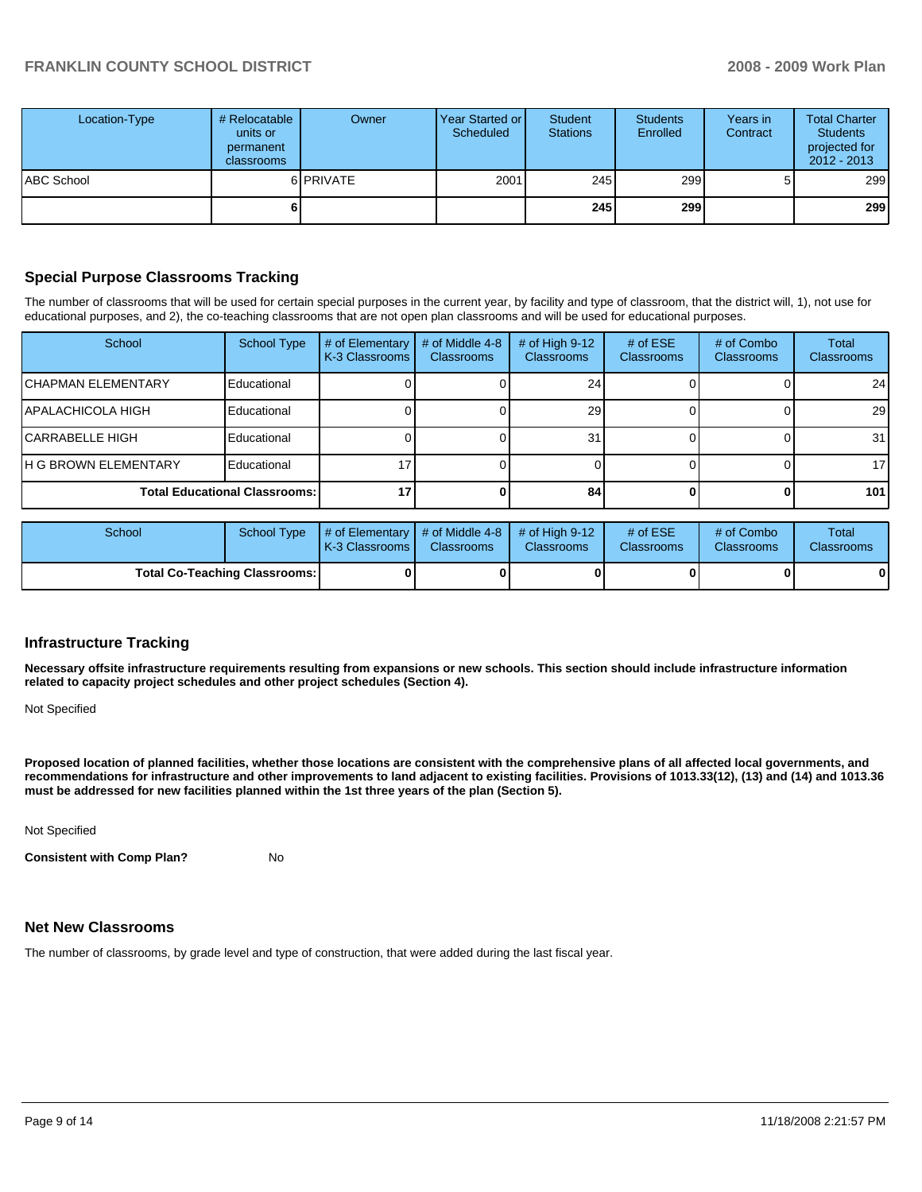| Location-Type | # Relocatable units or permanent classrooms | Owner | Year Started or Scheduled | Student Stations | Students Enrolled | Years in Contract | Total Charter Students projected for 2012 - 2013 |
|---|---|---|---|---|---|---|---|
| ABC School | 6 | PRIVATE | 2001 | 245 | 299 | 5 | 299 |
| | **6** | | | **245** | **299** | | **299** |

## Special Purpose Classrooms Tracking

The number of classrooms that will be used for certain special purposes in the current year, by facility and type of classroom, that the district will, 1), not use for educational purposes, and 2), the co-teaching classrooms that are not open plan classrooms and will be used for educational purposes.

| School | School Type | # of Elementary K-3 Classrooms | # of Middle 4-8 Classrooms | # of High 9-12 Classrooms | # of ESE Classrooms | # of Combo Classrooms | Total Classrooms |
|---|---|---|---|---|---|---|---|
| CHAPMAN ELEMENTARY | Educational | 0 | 0 | 24 | 0 | 0 | 24 |
| APALACHICOLA HIGH | Educational | 0 | 0 | 29 | 0 | 0 | 29 |
| CARRABELLE HIGH | Educational | 0 | 0 | 31 | 0 | 0 | 31 |
| H G BROWN ELEMENTARY | Educational | 17 | 0 | 0 | 0 | 0 | 17 |
| **Total Educational Classrooms:** | | **17** | **0** | **84** | **0** | **0** | **101** |

| School | School Type | # of Elementary K-3 Classrooms | # of Middle 4-8 Classrooms | # of High 9-12 Classrooms | # of ESE Classrooms | # of Combo Classrooms | Total Classrooms |
|---|---|---|---|---|---|---|---|
| **Total Co-Teaching Classrooms:** | | **0** | **0** | **0** | **0** | **0** | **0** |

## Infrastructure Tracking

**Necessary offsite infrastructure requirements resulting from expansions or new schools. This section should include infrastructure information related to capacity project schedules and other project schedules (Section 4).**

Not Specified

**Proposed location of planned facilities, whether those locations are consistent with the comprehensive plans of all affected local governments, and recommendations for infrastructure and other improvements to land adjacent to existing facilities. Provisions of 1013.33(12), (13) and (14) and 1013.36 must be addressed for new facilities planned within the 1st three years of the plan (Section 5).**

Not Specified

**Consistent with Comp Plan?** No

## Net New Classrooms

The number of classrooms, by grade level and type of construction, that were added during the last fiscal year.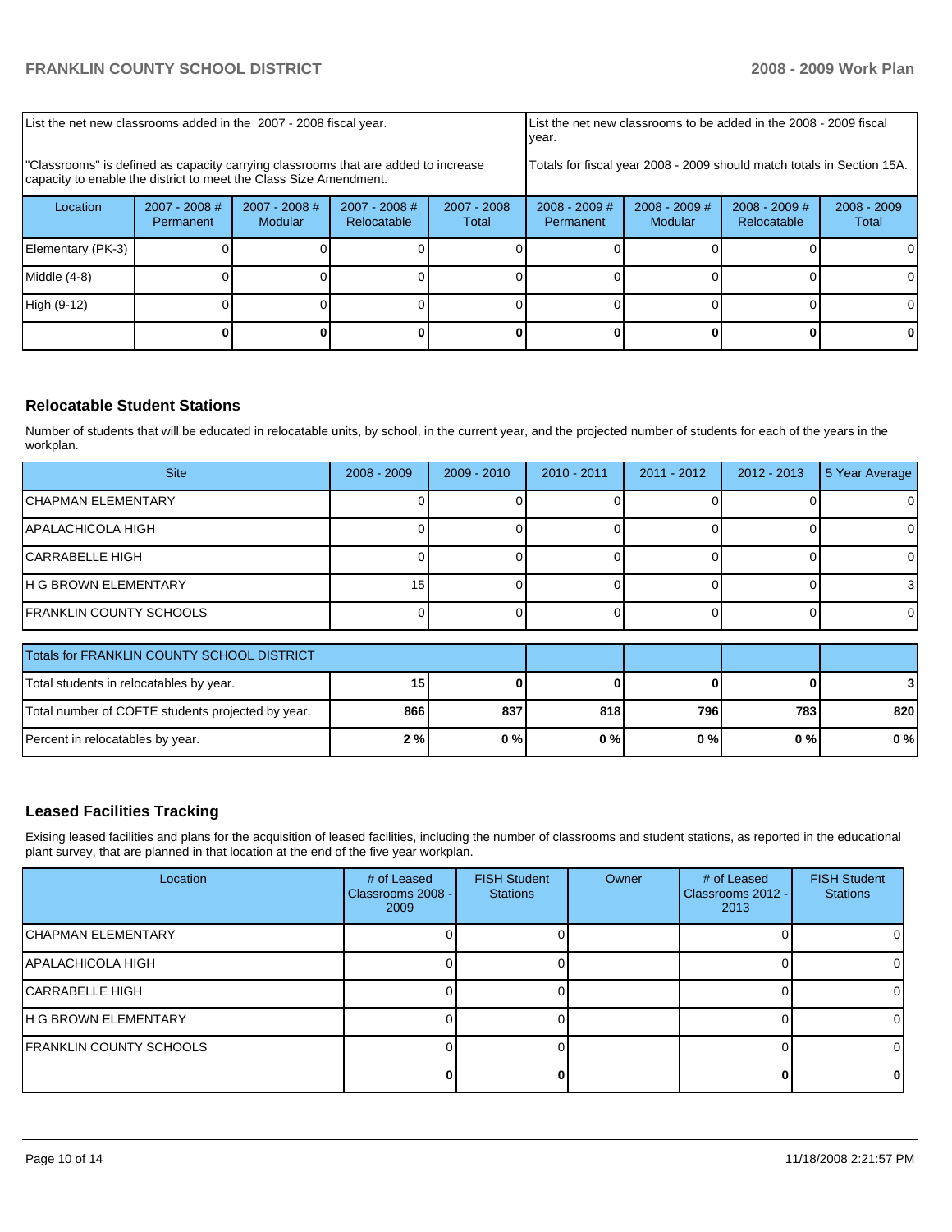| List the net new classrooms added in the 2007 - 2008 fiscal year. | | | | List the net new classrooms to be added in the 2008 - 2009 fiscal year. | | | |
|---|---|---|---|---|---|---|---|
| "Classrooms" is defined as capacity carrying classrooms that are added to increase capacity to enable the district to meet the Class Size Amendment. | | | | Totals for fiscal year 2008 - 2009 should match totals in Section 15A. | | | |
| Location | 2007 - 2008 # Permanent | 2007 - 2008 # Modular | 2007 - 2008 # Relocatable | 2007 - 2008 Total | 2008 - 2009 # Permanent | 2008 - 2009 # Modular | 2008 - 2009 # Relocatable | 2008 - 2009 Total |
| Elementary (PK-3) | 0 | 0 | 0 | 0 | 0 | 0 | 0 | 0 |
| Middle (4-8) | 0 | 0 | 0 | 0 | 0 | 0 | 0 | 0 |
| High (9-12) | 0 | 0 | 0 | 0 | 0 | 0 | 0 | 0 |
| | **0** | **0** | **0** | **0** | **0** | **0** | **0** | **0** |

## Relocatable Student Stations

Number of students that will be educated in relocatable units, by school, in the current year, and the projected number of students for each of the years in the workplan.

| Site | 2008 - 2009 | 2009 - 2010 | 2010 - 2011 | 2011 - 2012 | 2012 - 2013 | 5 Year Average |
|---|---|---|---|---|---|---|
| CHAPMAN ELEMENTARY | 0 | 0 | 0 | 0 | 0 | 0 |
| APALACHICOLA HIGH | 0 | 0 | 0 | 0 | 0 | 0 |
| CARRABELLE HIGH | 0 | 0 | 0 | 0 | 0 | 0 |
| H G BROWN ELEMENTARY | 15 | 0 | 0 | 0 | 0 | 3 |
| FRANKLIN COUNTY SCHOOLS | 0 | 0 | 0 | 0 | 0 | 0 |

| Totals for FRANKLIN COUNTY SCHOOL DISTRICT | | | | | | |
|---|---|---|---|---|---|---|
| Total students in relocatables by year. | **15** | **0** | **0** | **0** | **0** | **3** |
| Total number of COFTE students projected by year. | **866** | **837** | **818** | **796** | **783** | **820** |
| Percent in relocatables by year. | **2 %** | **0 %** | **0 %** | **0 %** | **0 %** | **0 %** |

## Leased Facilities Tracking

Exising leased facilities and plans for the acquisition of leased facilities, including the number of classrooms and student stations, as reported in the educational plant survey, that are planned in that location at the end of the five year workplan.

| Location | # of Leased Classrooms 2008 - 2009 | FISH Student Stations | Owner | # of Leased Classrooms 2012 - 2013 | FISH Student Stations |
|---|---|---|---|---|---|
| CHAPMAN ELEMENTARY | 0 | 0 | | 0 | 0 |
| APALACHICOLA HIGH | 0 | 0 | | 0 | 0 |
| CARRABELLE HIGH | 0 | 0 | | 0 | 0 |
| H G BROWN ELEMENTARY | 0 | 0 | | 0 | 0 |
| FRANKLIN COUNTY SCHOOLS | 0 | 0 | | 0 | 0 |
| | **0** | **0** | | **0** | **0** |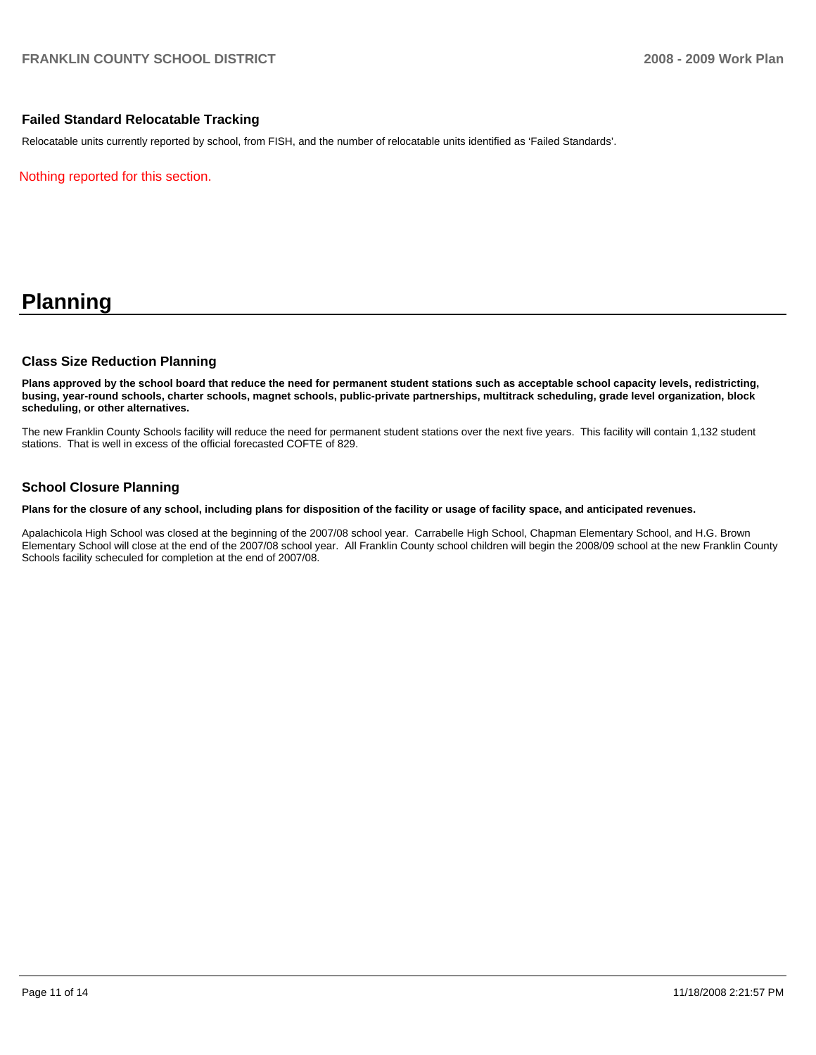### Failed Standard Relocatable Tracking

Relocatable units currently reported by school, from FISH, and the number of relocatable units identified as 'Failed Standards'.

Nothing reported for this section.

# Planning

### Class Size Reduction Planning

**Plans approved by the school board that reduce the need for permanent student stations such as acceptable school capacity levels, redistricting, busing, year-round schools, charter schools, magnet schools, public-private partnerships, multitrack scheduling, grade level organization, block scheduling, or other alternatives.**

The new Franklin County Schools facility will reduce the need for permanent student stations over the next five years. This facility will contain 1,132 student stations. That is well in excess of the official forecasted COFTE of 829.

### School Closure Planning

**Plans for the closure of any school, including plans for disposition of the facility or usage of facility space, and anticipated revenues.**

Apalachicola High School was closed at the beginning of the 2007/08 school year. Carrabelle High School, Chapman Elementary School, and H.G. Brown Elementary School will close at the end of the 2007/08 school year. All Franklin County school children will begin the 2008/09 school at the new Franklin County Schools facility scheculed for completion at the end of 2007/08.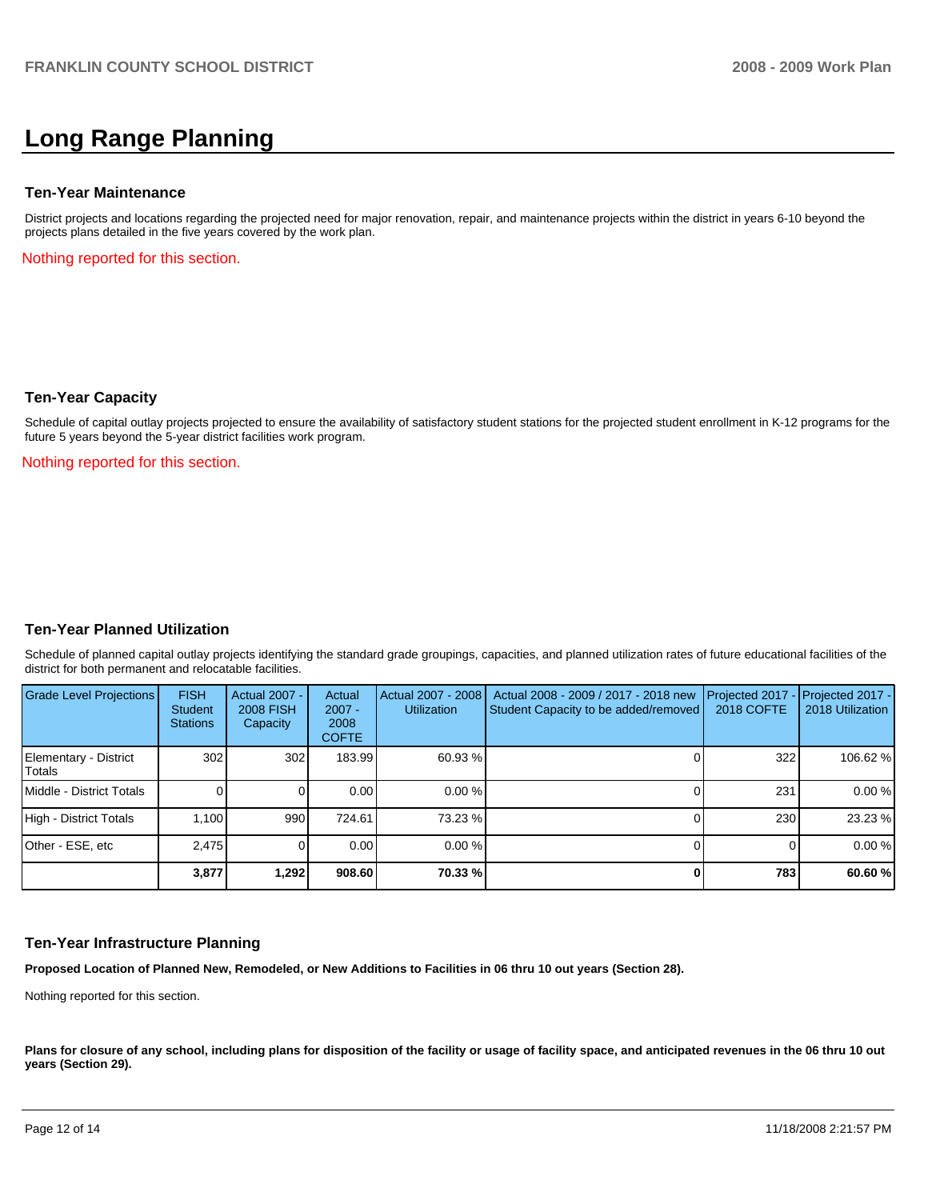# Long Range Planning

## Ten-Year Maintenance

District projects and locations regarding the projected need for major renovation, repair, and maintenance projects within the district in years 6-10 beyond the projects plans detailed in the five years covered by the work plan.

Nothing reported for this section.

## Ten-Year Capacity

Schedule of capital outlay projects projected to ensure the availability of satisfactory student stations for the projected student enrollment in K-12 programs for the future 5 years beyond the 5-year district facilities work program.

Nothing reported for this section.

## Ten-Year Planned Utilization

Schedule of planned capital outlay projects identifying the standard grade groupings, capacities, and planned utilization rates of future educational facilities of the district for both permanent and relocatable facilities.

| Grade Level Projections | FISH Student Stations | Actual 2007 - 2008 FISH Capacity | Actual 2007 - 2008 COFTE | Actual 2007 - 2008 Utilization | Actual 2008 - 2009 / 2017 - 2018 new Student Capacity to be added/removed | Projected 2017 - 2018 COFTE | Projected 2017 - 2018 Utilization |
|---|---|---|---|---|---|---|---|
| Elementary - District Totals | 302 | 302 | 183.99 | 60.93 % | 0 | 322 | 106.62 % |
| Middle - District Totals | 0 | 0 | 0.00 | 0.00 % | 0 | 231 | 0.00 % |
| High - District Totals | 1,100 | 990 | 724.61 | 73.23 % | 0 | 230 | 23.23 % |
| Other - ESE, etc | 2,475 | 0 | 0.00 | 0.00 % | 0 | 0 | 0.00 % |
| | **3,877** | **1,292** | **908.60** | **70.33 %** | **0** | **783** | **60.60 %** |

## Ten-Year Infrastructure Planning

**Proposed Location of Planned New, Remodeled, or New Additions to Facilities in 06 thru 10 out years (Section 28).**

Nothing reported for this section.

**Plans for closure of any school, including plans for disposition of the facility or usage of facility space, and anticipated revenues in the 06 thru 10 out years (Section 29).**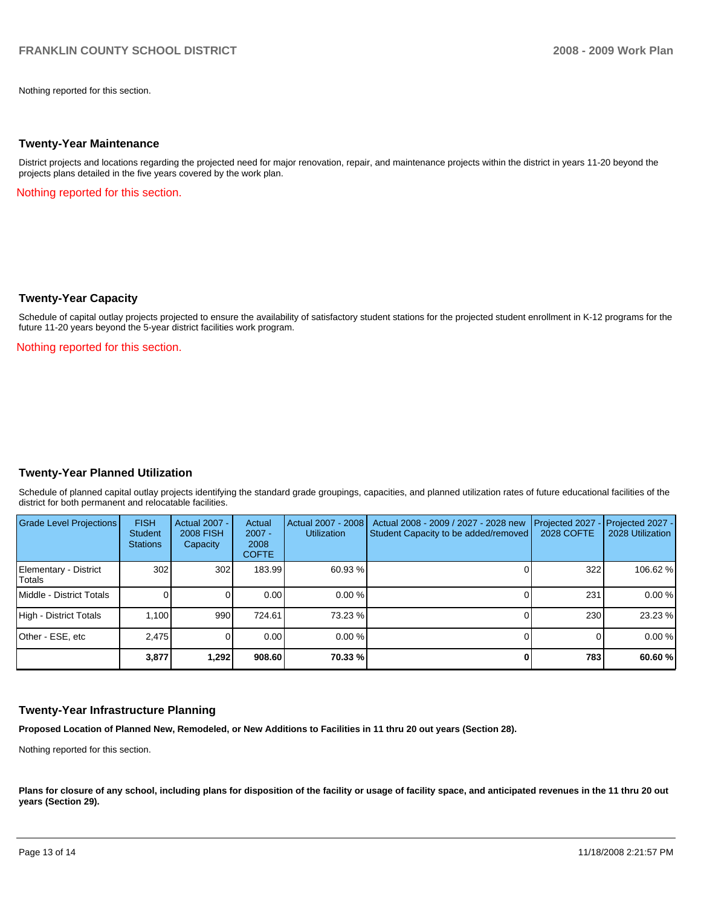Nothing reported for this section.

## Twenty-Year Maintenance

District projects and locations regarding the projected need for major renovation, repair, and maintenance projects within the district in years 11-20 beyond the projects plans detailed in the five years covered by the work plan.

Nothing reported for this section.

## Twenty-Year Capacity

Schedule of capital outlay projects projected to ensure the availability of satisfactory student stations for the projected student enrollment in K-12 programs for the future 11-20 years beyond the 5-year district facilities work program.

Nothing reported for this section.

## Twenty-Year Planned Utilization

Schedule of planned capital outlay projects identifying the standard grade groupings, capacities, and planned utilization rates of future educational facilities of the district for both permanent and relocatable facilities.

| Grade Level Projections | FISH Student Stations | Actual 2007 - 2008 FISH Capacity | Actual 2007 - 2008 COFTE | Actual 2007 - 2008 Utilization | Actual 2008 - 2009 / 2027 - 2028 new Student Capacity to be added/removed | Projected 2027 - 2028 COFTE | Projected 2027 - 2028 Utilization |
|---|---|---|---|---|---|---|---|
| Elementary - District Totals | 302 | 302 | 183.99 | 60.93 % | 0 | 322 | 106.62 % |
| Middle - District Totals | 0 | 0 | 0.00 | 0.00 % | 0 | 231 | 0.00 % |
| High - District Totals | 1,100 | 990 | 724.61 | 73.23 % | 0 | 230 | 23.23 % |
| Other - ESE, etc | 2,475 | 0 | 0.00 | 0.00 % | 0 | 0 | 0.00 % |
| | **3,877** | **1,292** | **908.60** | **70.33 %** | **0** | **783** | **60.60 %** |

## Twenty-Year Infrastructure Planning

**Proposed Location of Planned New, Remodeled, or New Additions to Facilities in 11 thru 20 out years (Section 28).**

Nothing reported for this section.

**Plans for closure of any school, including plans for disposition of the facility or usage of facility space, and anticipated revenues in the 11 thru 20 out years (Section 29).**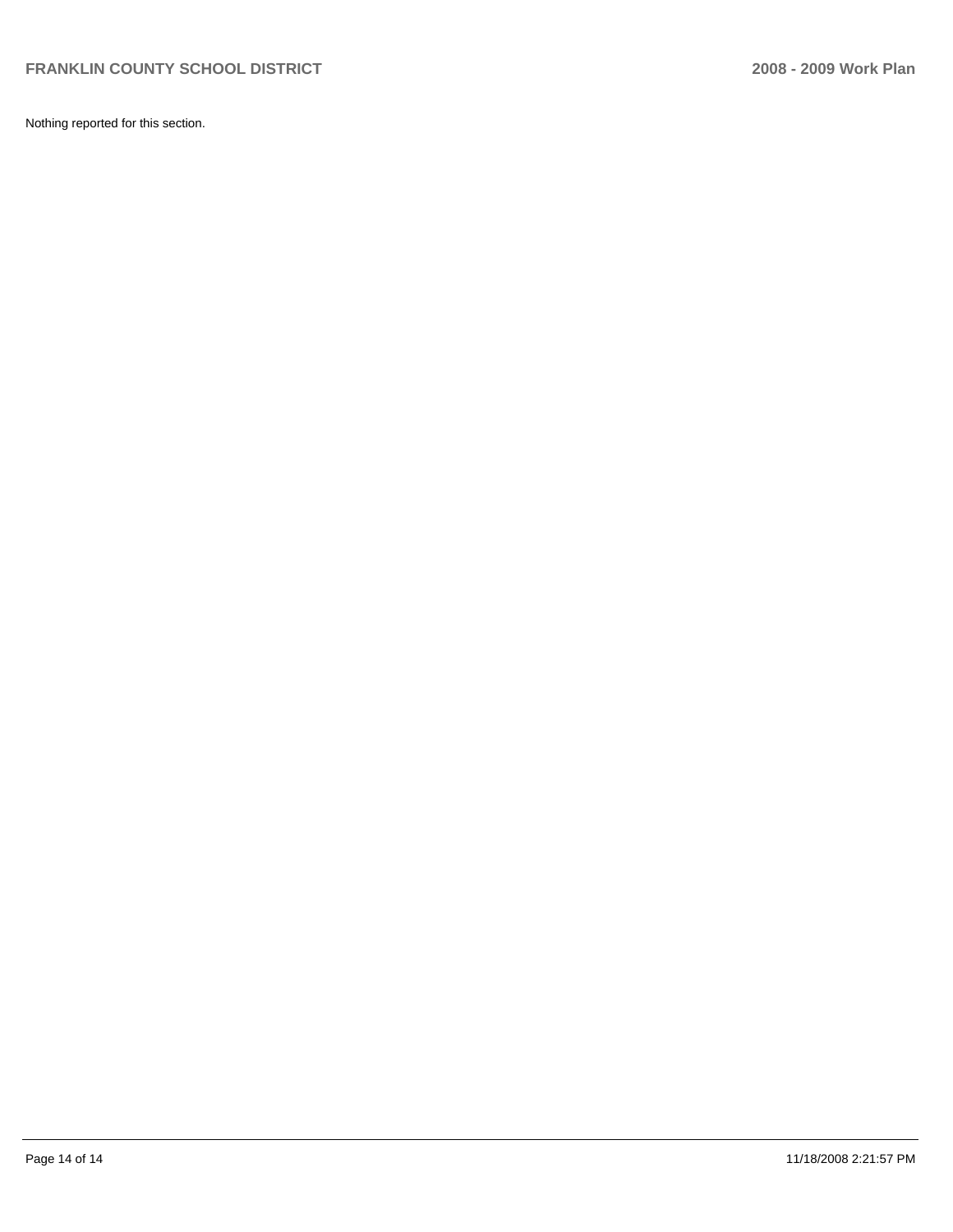Nothing reported for this section.